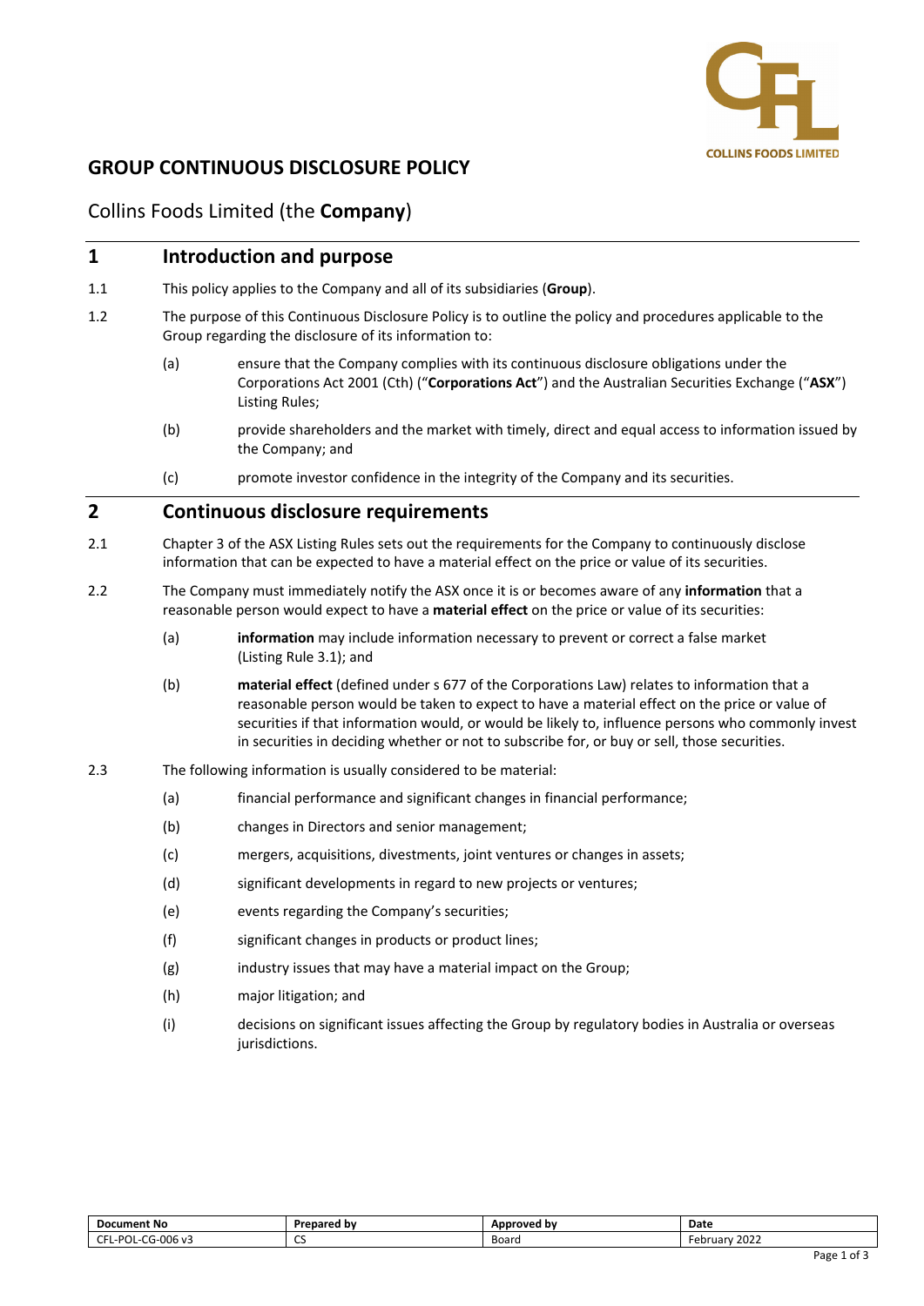# GROUP CONTINUOUS DISCLOSURE POLICY

Collins Foods Limited (the **Company**)

## 1 Introduction and purpose

1.1 This policy applies to the Company and all of its subsidiaries (**Group**).

1.2 The purpose of this Continuous Disclosure Policy is to outline the policy and procedures applicable to the Group regarding the disclosure of its information to:

(a) ensure that the Company complies with its continuous disclosure obligations under the Corporations Act 2001 (Cth) ("**Corporations Act**") and the Australian Securities Exchange ("**ASX**") Listing Rules;

(b) provide shareholders and the market with timely, direct and equal access to information issued by the Company; and

(c) promote investor confidence in the integrity of the Company and its securities.

## 2 Continuous disclosure requirements

2.1 Chapter 3 of the ASX Listing Rules sets out the requirements for the Company to continuously disclose information that can be expected to have a material effect on the price or value of its securities.

2.2 The Company must immediately notify the ASX once it is or becomes aware of any **information** that a reasonable person would expect to have a **material effect** on the price or value of its securities:

(a) **information** may include information necessary to prevent or correct a false market (Listing Rule 3.1); and

(b) **material effect** (defined under s 677 of the Corporations Law) relates to information that a reasonable person would be taken to expect to have a material effect on the price or value of securities if that information would, or would be likely to, influence persons who commonly invest in securities in deciding whether or not to subscribe for, or buy or sell, those securities.

2.3 The following information is usually considered to be material:

(a) financial performance and significant changes in financial performance;

(b) changes in Directors and senior management;

(c) mergers, acquisitions, divestments, joint ventures or changes in assets;

(d) significant developments in regard to new projects or ventures;

(e) events regarding the Company's securities;

(f) significant changes in products or product lines;

(g) industry issues that may have a material impact on the Group;

(h) major litigation; and

(i) decisions on significant issues affecting the Group by regulatory bodies in Australia or overseas jurisdictions.

| Document No | Prepared by | Approved by | Date |
|---|---|---|---|
| CFL-POL-CG-006 v3 | CS | Board | February 2022 |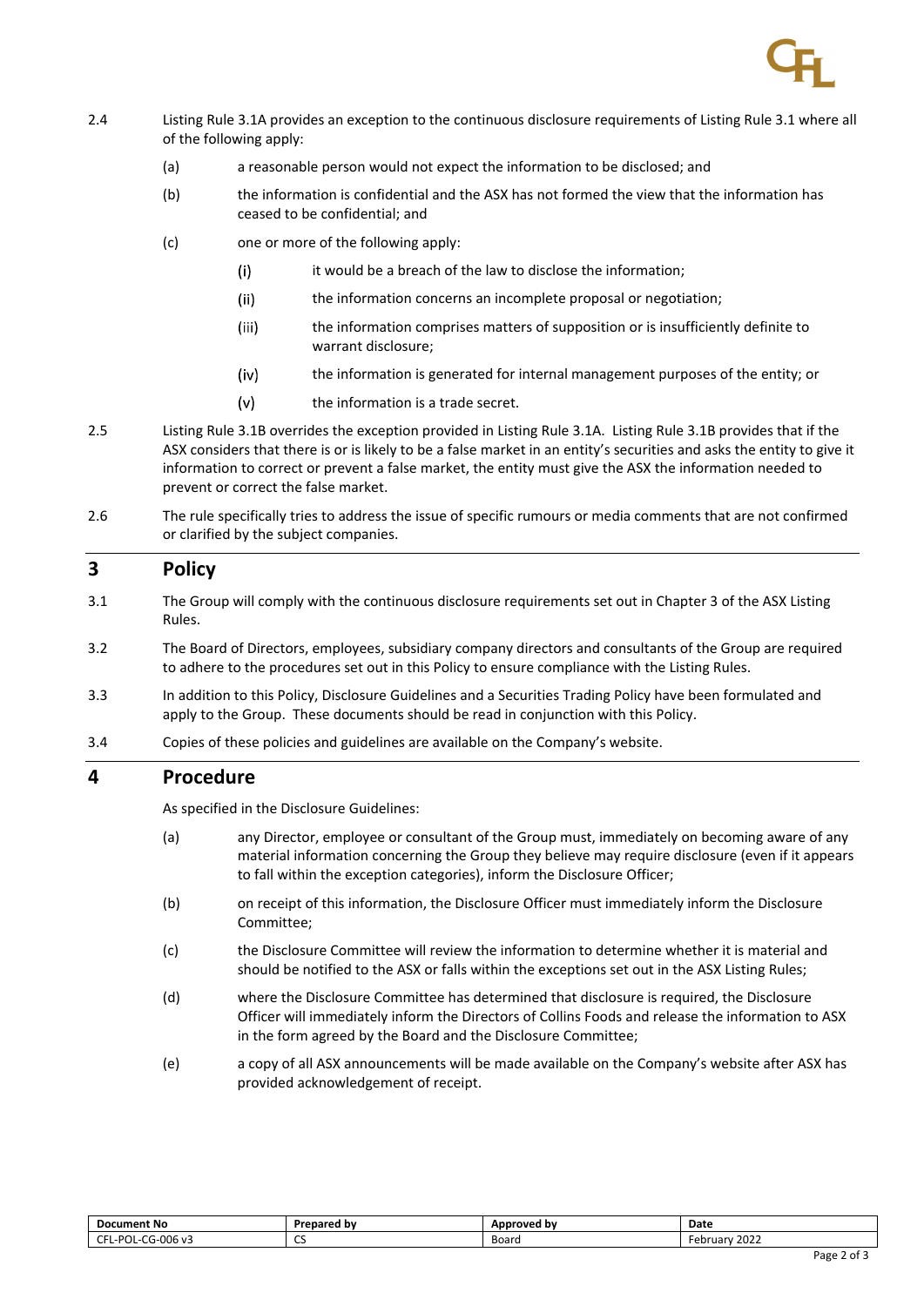2.4 Listing Rule 3.1A provides an exception to the continuous disclosure requirements of Listing Rule 3.1 where all of the following apply:

(a) a reasonable person would not expect the information to be disclosed; and

(b) the information is confidential and the ASX has not formed the view that the information has ceased to be confidential; and

(c) one or more of the following apply:

(i) it would be a breach of the law to disclose the information;

(ii) the information concerns an incomplete proposal or negotiation;

(iii) the information comprises matters of supposition or is insufficiently definite to warrant disclosure;

(iv) the information is generated for internal management purposes of the entity; or

(v) the information is a trade secret.

2.5 Listing Rule 3.1B overrides the exception provided in Listing Rule 3.1A. Listing Rule 3.1B provides that if the ASX considers that there is or is likely to be a false market in an entity's securities and asks the entity to give it information to correct or prevent a false market, the entity must give the ASX the information needed to prevent or correct the false market.

2.6 The rule specifically tries to address the issue of specific rumours or media comments that are not confirmed or clarified by the subject companies.

## 3 Policy

3.1 The Group will comply with the continuous disclosure requirements set out in Chapter 3 of the ASX Listing Rules.

3.2 The Board of Directors, employees, subsidiary company directors and consultants of the Group are required to adhere to the procedures set out in this Policy to ensure compliance with the Listing Rules.

3.3 In addition to this Policy, Disclosure Guidelines and a Securities Trading Policy have been formulated and apply to the Group. These documents should be read in conjunction with this Policy.

3.4 Copies of these policies and guidelines are available on the Company's website.

## 4 Procedure

As specified in the Disclosure Guidelines:

(a) any Director, employee or consultant of the Group must, immediately on becoming aware of any material information concerning the Group they believe may require disclosure (even if it appears to fall within the exception categories), inform the Disclosure Officer;

(b) on receipt of this information, the Disclosure Officer must immediately inform the Disclosure Committee;

(c) the Disclosure Committee will review the information to determine whether it is material and should be notified to the ASX or falls within the exceptions set out in the ASX Listing Rules;

(d) where the Disclosure Committee has determined that disclosure is required, the Disclosure Officer will immediately inform the Directors of Collins Foods and release the information to ASX in the form agreed by the Board and the Disclosure Committee;

(e) a copy of all ASX announcements will be made available on the Company's website after ASX has provided acknowledgement of receipt.

| Document No | Prepared by | Approved by | Date |
| --- | --- | --- | --- |
| CFL-POL-CG-006 v3 | CS | Board | February 2022 |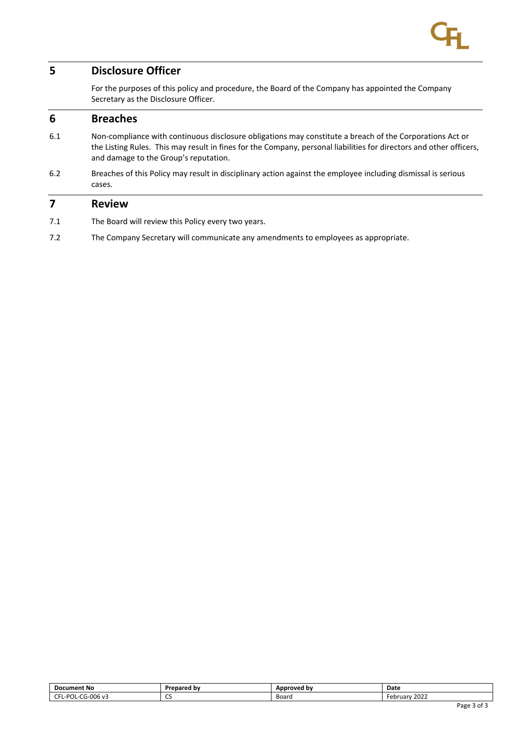## 5 Disclosure Officer

For the purposes of this policy and procedure, the Board of the Company has appointed the Company Secretary as the Disclosure Officer.

## 6 Breaches

6.1 Non-compliance with continuous disclosure obligations may constitute a breach of the Corporations Act or the Listing Rules. This may result in fines for the Company, personal liabilities for directors and other officers, and damage to the Group's reputation.

6.2 Breaches of this Policy may result in disciplinary action against the employee including dismissal is serious cases.

## 7 Review

7.1 The Board will review this Policy every two years.

7.2 The Company Secretary will communicate any amendments to employees as appropriate.

| Document No | Prepared by | Approved by | Date |
|---|---|---|---|
| CFL-POL-CG-006 v3 | CS | Board | February 2022 |